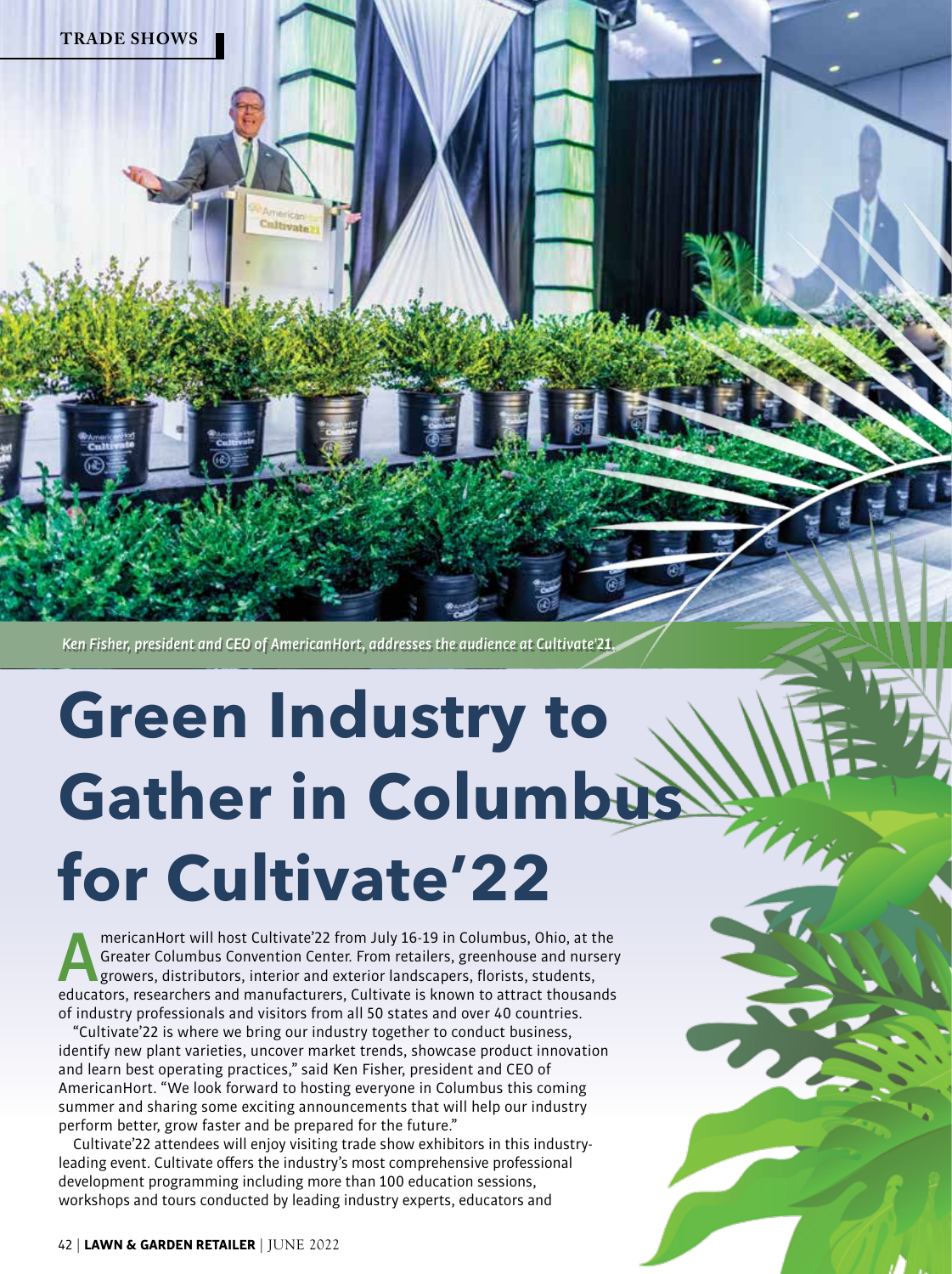Ken Fisher, president and CEO of AmericanHort, addresses the audience at Cultivate'21.

# Green Industry to Gather in Columbus for Cultivate'22

AmericanHort will host Cultivate'22 from July 16-19 in Columbus, Ohio, at the Greater Columbus Convention Center. From retailers, greenhouse and nursery growers, distributors, interior and exterior landscapers, florists, students, educators, researchers and manufacturers, Cultivate is known to attract thousands of industry professionals and visitors from all 50 states and over 40 countries.

"Cultivate'22 is where we bring our industry together to conduct business, identify new plant varieties, uncover market trends, showcase product innovation and learn best operating practices," said Ken Fisher, president and CEO of AmericanHort. "We look forward to hosting everyone in Columbus this coming summer and sharing some exciting announcements that will help our industry perform better, grow faster and be prepared for the future."

Cultivate'22 attendees will enjoy visiting trade show exhibitors in this industry-leading event. Cultivate offers the industry's most comprehensive professional development programming including more than 100 education sessions, workshops and tours conducted by leading industry experts, educators and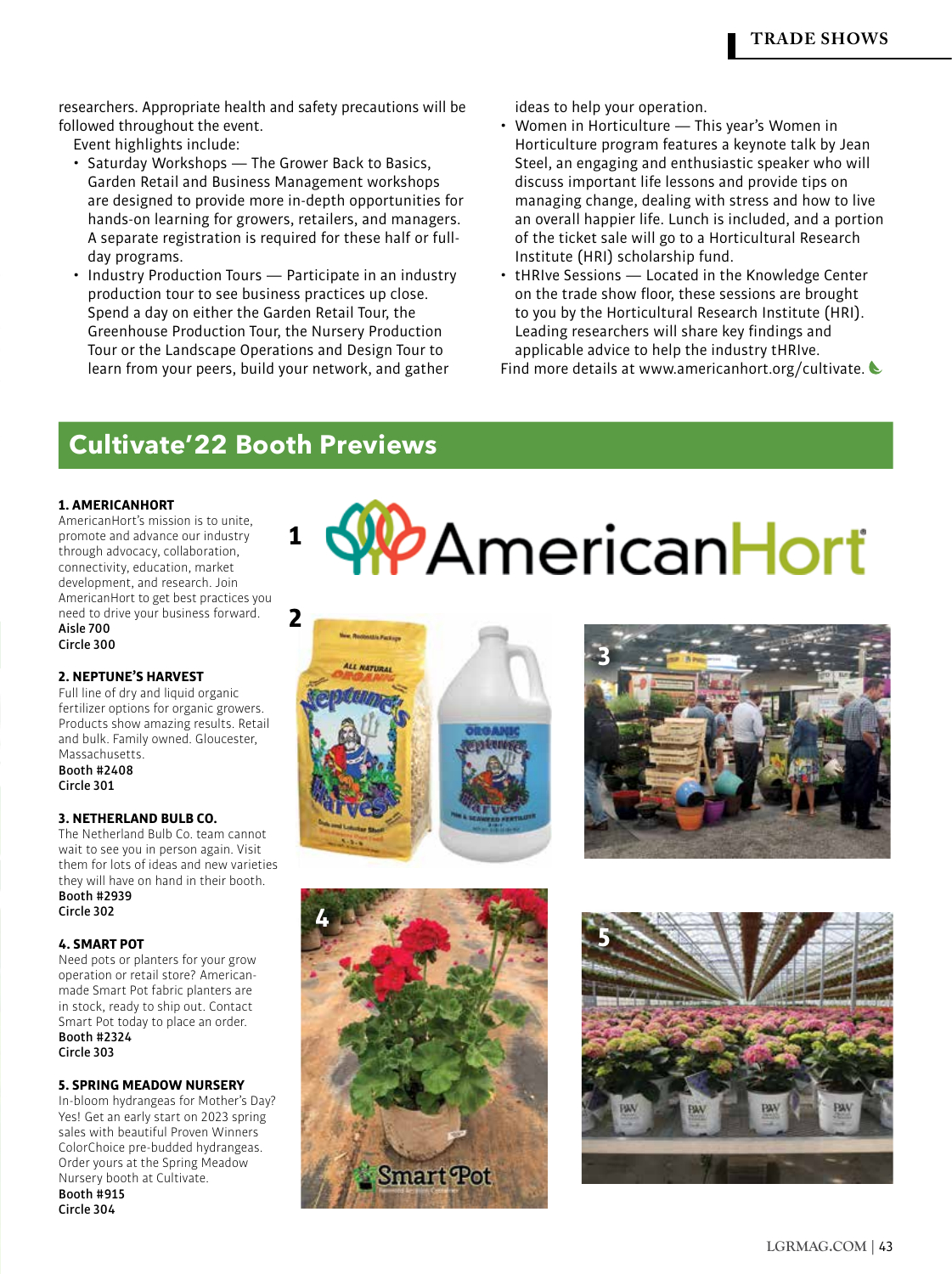researchers. Appropriate health and safety precautions will be followed throughout the event.

Event highlights include:

- Saturday Workshops — The Grower Back to Basics, Garden Retail and Business Management workshops are designed to provide more in-depth opportunities for hands-on learning for growers, retailers, and managers. A separate registration is required for these half or full-day programs.
- Industry Production Tours — Participate in an industry production tour to see business practices up close. Spend a day on either the Garden Retail Tour, the Greenhouse Production Tour, the Nursery Production Tour or the Landscape Operations and Design Tour to learn from your peers, build your network, and gather ideas to help your operation.
- Women in Horticulture — This year's Women in Horticulture program features a keynote talk by Jean Steel, an engaging and enthusiastic speaker who will discuss important life lessons and provide tips on managing change, dealing with stress and how to live an overall happier life. Lunch is included, and a portion of the ticket sale will go to a Horticultural Research Institute (HRI) scholarship fund.
- tHRIve Sessions — Located in the Knowledge Center on the trade show floor, these sessions are brought to you by the Horticultural Research Institute (HRI). Leading researchers will share key findings and applicable advice to help the industry tHRIve.

Find more details at www.americanhort.org/cultivate.

## Cultivate'22 Booth Previews

**1. AMERICANHORT**
AmericanHort's mission is to unite, promote and advance our industry through advocacy, collaboration, connectivity, education, market development, and research. Join AmericanHort to get best practices you need to drive your business forward.
Aisle 700
Circle 300

**2. NEPTUNE'S HARVEST**
Full line of dry and liquid organic fertilizer options for organic growers. Products show amazing results. Retail and bulk. Family owned. Gloucester, Massachusetts.
Booth #2408
Circle 301

**3. NETHERLAND BULB CO.**
The Netherland Bulb Co. team cannot wait to see you in person again. Visit them for lots of ideas and new varieties they will have on hand in their booth.
Booth #2939
Circle 302

**4. SMART POT**
Need pots or planters for your grow operation or retail store? American-made Smart Pot fabric planters are in stock, ready to ship out. Contact Smart Pot today to place an order.
Booth #2324
Circle 303

**5. SPRING MEADOW NURSERY**
In-bloom hydrangeas for Mother's Day? Yes! Get an early start on 2023 spring sales with beautiful Proven Winners ColorChoice pre-budded hydrangeas. Order yours at the Spring Meadow Nursery booth at Cultivate.
Booth #915
Circle 304